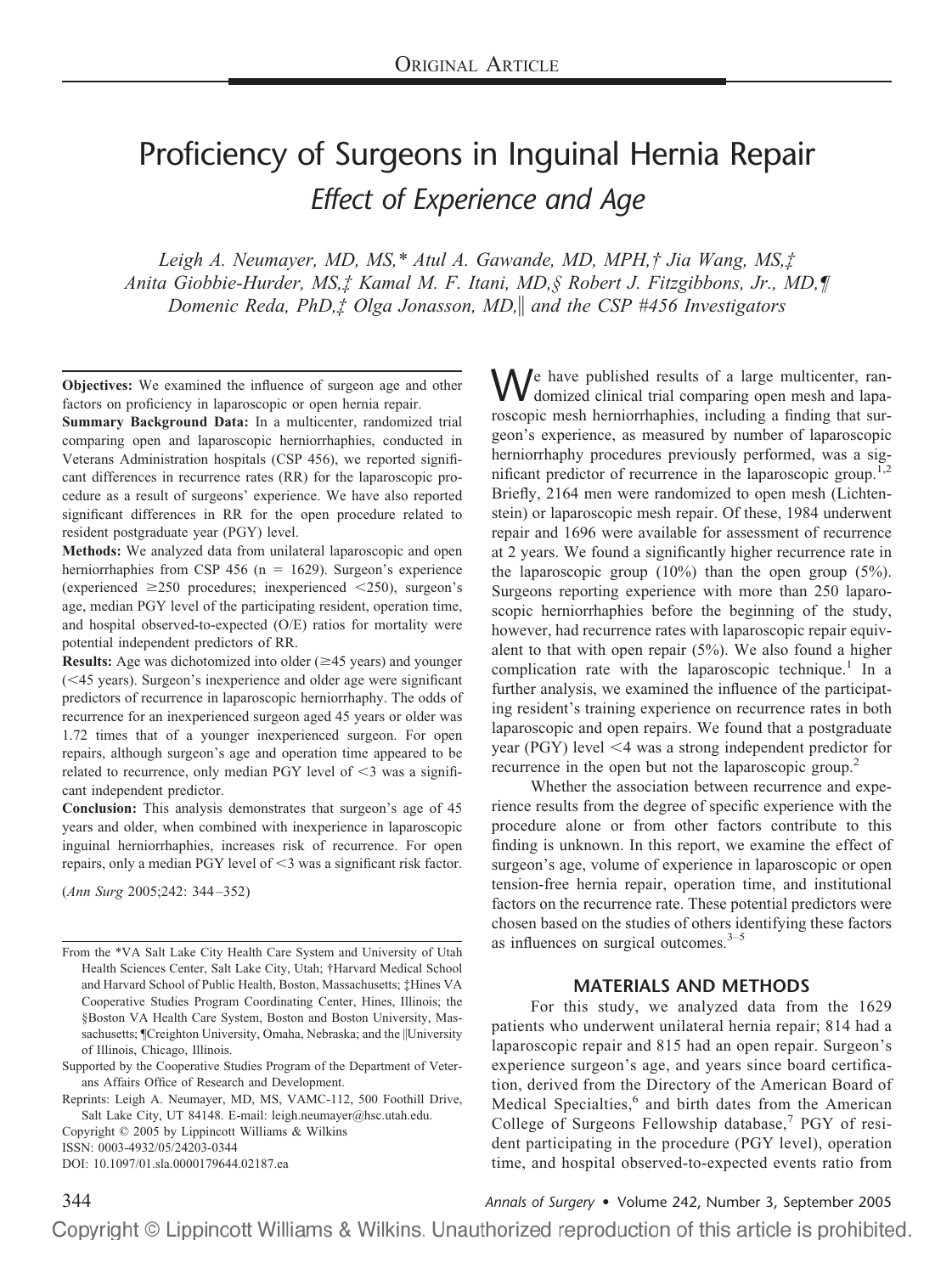ORIGINAL ARTICLE

# Proficiency of Surgeons in Inguinal Hernia Repair

## *Effect of Experience and Age*

*Leigh A. Neumayer, MD, MS,\* Atul A. Gawande, MD, MPH,† Jia Wang, MS,‡ Anita Giobbie-Hurder, MS,‡ Kamal M. F. Itani, MD,§ Robert J. Fitzgibbons, Jr., MD,¶ Domenic Reda, PhD,‡ Olga Jonasson, MD,‖ and the CSP #456 Investigators*

**Objectives:** We examined the influence of surgeon age and other factors on proficiency in laparoscopic or open hernia repair.

**Summary Background Data:** In a multicenter, randomized trial comparing open and laparoscopic herniorrhaphies, conducted in Veterans Administration hospitals (CSP 456), we reported significant differences in recurrence rates (RR) for the laparoscopic procedure as a result of surgeons' experience. We have also reported significant differences in RR for the open procedure related to resident postgraduate year (PGY) level.

**Methods:** We analyzed data from unilateral laparoscopic and open herniorrhaphies from CSP 456 ($n = 1629$). Surgeon's experience (experienced $\geq$250 procedures; inexperienced $<$250), surgeon's age, median PGY level of the participating resident, operation time, and hospital observed-to-expected (O/E) ratios for mortality were potential independent predictors of RR.

**Results:** Age was dichotomized into older ($\geq$45 years) and younger ($<$45 years). Surgeon's inexperience and older age were significant predictors of recurrence in laparoscopic herniorrhaphy. The odds of recurrence for an inexperienced surgeon aged 45 years or older was 1.72 times that of a younger inexperienced surgeon. For open repairs, although surgeon's age and operation time appeared to be related to recurrence, only median PGY level of $<$3 was a significant independent predictor.

**Conclusion:** This analysis demonstrates that surgeon's age of 45 years and older, when combined with inexperience in laparoscopic inguinal herniorrhaphies, increases risk of recurrence. For open repairs, only a median PGY level of $<$3 was a significant risk factor.

(*Ann Surg* 2005;242: 344–352)

From the \*VA Salt Lake City Health Care System and University of Utah Health Sciences Center, Salt Lake City, Utah; †Harvard Medical School and Harvard School of Public Health, Boston, Massachusetts; ‡Hines VA Cooperative Studies Program Coordinating Center, Hines, Illinois; the §Boston VA Health Care System, Boston and Boston University, Massachusetts; ¶Creighton University, Omaha, Nebraska; and the ‖University of Illinois, Chicago, Illinois.

Supported by the Cooperative Studies Program of the Department of Veterans Affairs Office of Research and Development.

Reprints: Leigh A. Neumayer, MD, MS, VAMC-112, 500 Foothill Drive, Salt Lake City, UT 84148. E-mail: leigh.neumayer@hsc.utah.edu.

Copyright © 2005 by Lippincott Williams & Wilkins

ISSN: 0003-4932/05/24203-0344

DOI: 10.1097/01.sla.0000179644.02187.ea

We have published results of a large multicenter, randomized clinical trial comparing open mesh and laparoscopic mesh herniorrhaphies, including a finding that surgeon's experience, as measured by number of laparoscopic herniorrhaphy procedures previously performed, was a significant predictor of recurrence in the laparoscopic group.[1,2] Briefly, 2164 men were randomized to open mesh (Lichtenstein) or laparoscopic mesh repair. Of these, 1984 underwent repair and 1696 were available for assessment of recurrence at 2 years. We found a significantly higher recurrence rate in the laparoscopic group (10%) than the open group (5%). Surgeons reporting experience with more than 250 laparoscopic herniorrhaphies before the beginning of the study, however, had recurrence rates with laparoscopic repair equivalent to that with open repair (5%). We also found a higher complication rate with the laparoscopic technique.[1] In a further analysis, we examined the influence of the participating resident's training experience on recurrence rates in both laparoscopic and open repairs. We found that a postgraduate year (PGY) level $<$4 was a strong independent predictor for recurrence in the open but not the laparoscopic group.[2]

Whether the association between recurrence and experience results from the degree of specific experience with the procedure alone or from other factors contribute to this finding is unknown. In this report, we examine the effect of surgeon's age, volume of experience in laparoscopic or open tension-free hernia repair, operation time, and institutional factors on the recurrence rate. These potential predictors were chosen based on the studies of others identifying these factors as influences on surgical outcomes.[3–5]

## MATERIALS AND METHODS

For this study, we analyzed data from the 1629 patients who underwent unilateral hernia repair; 814 had a laparoscopic repair and 815 had an open repair. Surgeon's experience surgeon's age, and years since board certification, derived from the Directory of the American Board of Medical Specialties,[6] and birth dates from the American College of Surgeons Fellowship database,[7] PGY of resident participating in the procedure (PGY level), operation time, and hospital observed-to-expected events ratio from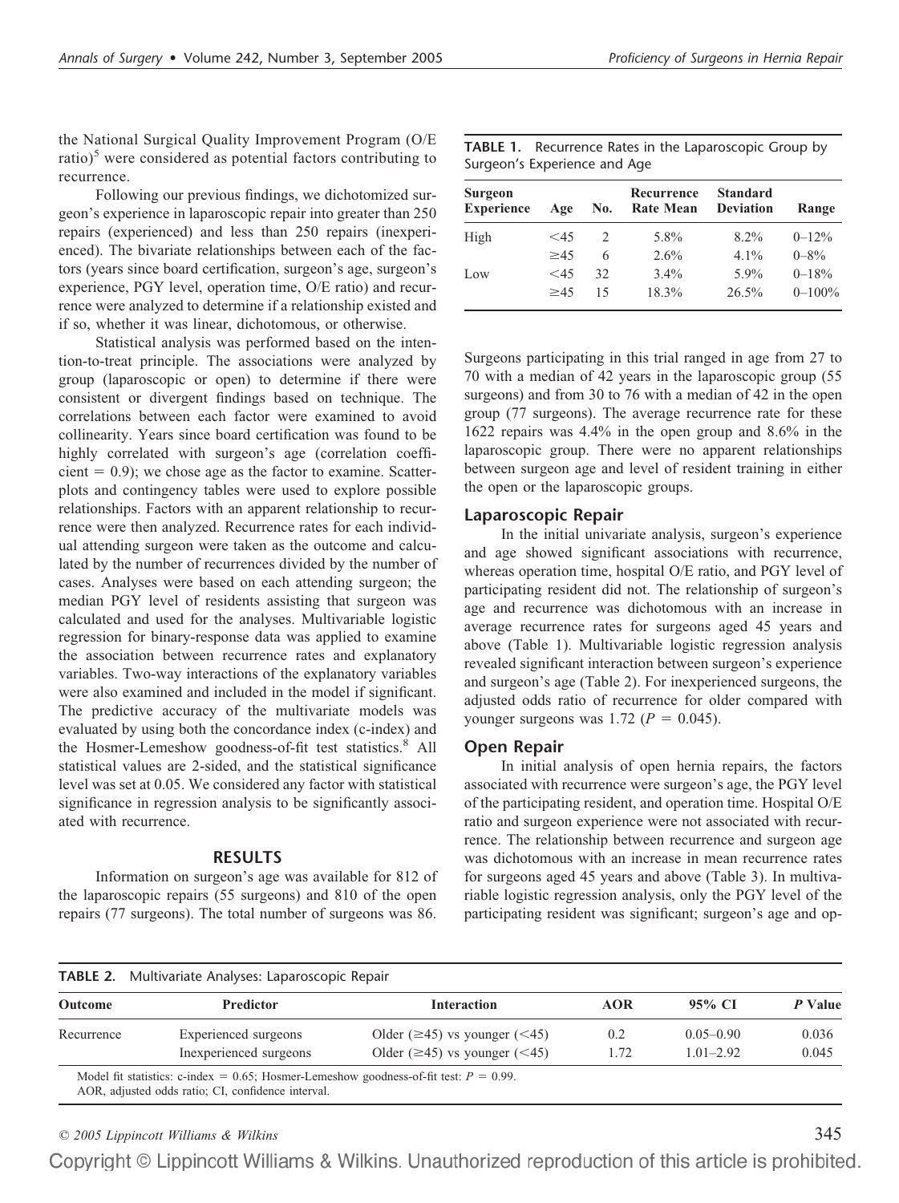the National Surgical Quality Improvement Program (O/E ratio)[5] were considered as potential factors contributing to recurrence.

Following our previous findings, we dichotomized surgeon's experience in laparoscopic repair into greater than 250 repairs (experienced) and less than 250 repairs (inexperienced). The bivariate relationships between each of the factors (years since board certification, surgeon's age, surgeon's experience, PGY level, operation time, O/E ratio) and recurrence were analyzed to determine if a relationship existed and if so, whether it was linear, dichotomous, or otherwise.

Statistical analysis was performed based on the intention-to-treat principle. The associations were analyzed by group (laparoscopic or open) to determine if there were consistent or divergent findings based on technique. The correlations between each factor were examined to avoid collinearity. Years since board certification was found to be highly correlated with surgeon's age (correlation coefficient = 0.9); we chose age as the factor to examine. Scatterplots and contingency tables were used to explore possible relationships. Factors with an apparent relationship to recurrence were then analyzed. Recurrence rates for each individual attending surgeon were taken as the outcome and calculated by the number of recurrences divided by the number of cases. Analyses were based on each attending surgeon; the median PGY level of residents assisting that surgeon was calculated and used for the analyses. Multivariable logistic regression for binary-response data was applied to examine the association between recurrence rates and explanatory variables. Two-way interactions of the explanatory variables were also examined and included in the model if significant. The predictive accuracy of the multivariate models was evaluated by using both the concordance index (c-index) and the Hosmer-Lemeshow goodness-of-fit test statistics.[8] All statistical values are 2-sided, and the statistical significance level was set at 0.05. We considered any factor with statistical significance in regression analysis to be significantly associated with recurrence.

## RESULTS

Information on surgeon's age was available for 812 of the laparoscopic repairs (55 surgeons) and 810 of the open repairs (77 surgeons). The total number of surgeons was 86. Surgeons participating in this trial ranged in age from 27 to 70 with a median of 42 years in the laparoscopic group (55 surgeons) and from 30 to 76 with a median of 42 in the open group (77 surgeons). The average recurrence rate for these 1622 repairs was 4.4% in the open group and 8.6% in the laparoscopic group. There were no apparent relationships between surgeon age and level of resident training in either the open or the laparoscopic groups.

**TABLE 1.** Recurrence Rates in the Laparoscopic Group by Surgeon's Experience and Age

| Surgeon Experience | Age | No. | Recurrence Rate Mean | Standard Deviation | Range |
|---|---|---|---|---|---|
| High | <45 | 2 | 5.8% | 8.2% | 0–12% |
| | ≥45 | 6 | 2.6% | 4.1% | 0–8% |
| Low | <45 | 32 | 3.4% | 5.9% | 0–18% |
| | ≥45 | 15 | 18.3% | 26.5% | 0–100% |

### Laparoscopic Repair

In the initial univariate analysis, surgeon's experience and age showed significant associations with recurrence, whereas operation time, hospital O/E ratio, and PGY level of participating resident did not. The relationship of surgeon's age and recurrence was dichotomous with an increase in average recurrence rates for surgeons aged 45 years and above (Table 1). Multivariable logistic regression analysis revealed significant interaction between surgeon's experience and surgeon's age (Table 2). For inexperienced surgeons, the adjusted odds ratio of recurrence for older compared with younger surgeons was 1.72 ($P = 0.045$).

### Open Repair

In initial analysis of open hernia repairs, the factors associated with recurrence were surgeon's age, the PGY level of the participating resident, and operation time. Hospital O/E ratio and surgeon experience were not associated with recurrence. The relationship between recurrence and surgeon age was dichotomous with an increase in mean recurrence rates for surgeons aged 45 years and above (Table 3). In multivariable logistic regression analysis, only the PGY level of the participating resident was significant; surgeon's age and op-

**TABLE 2.** Multivariate Analyses: Laparoscopic Repair

| Outcome | Predictor | Interaction | AOR | 95% CI | P Value |
|---|---|---|---|---|---|
| Recurrence | Experienced surgeons | Older (≥45) vs younger (<45) | 0.2 | 0.05–0.90 | 0.036 |
| | Inexperienced surgeons | Older (≥45) vs younger (<45) | 1.72 | 1.01–2.92 | 0.045 |

Model fit statistics: c-index = 0.65; Hosmer-Lemeshow goodness-of-fit test: $P = 0.99$.
AOR, adjusted odds ratio; CI, confidence interval.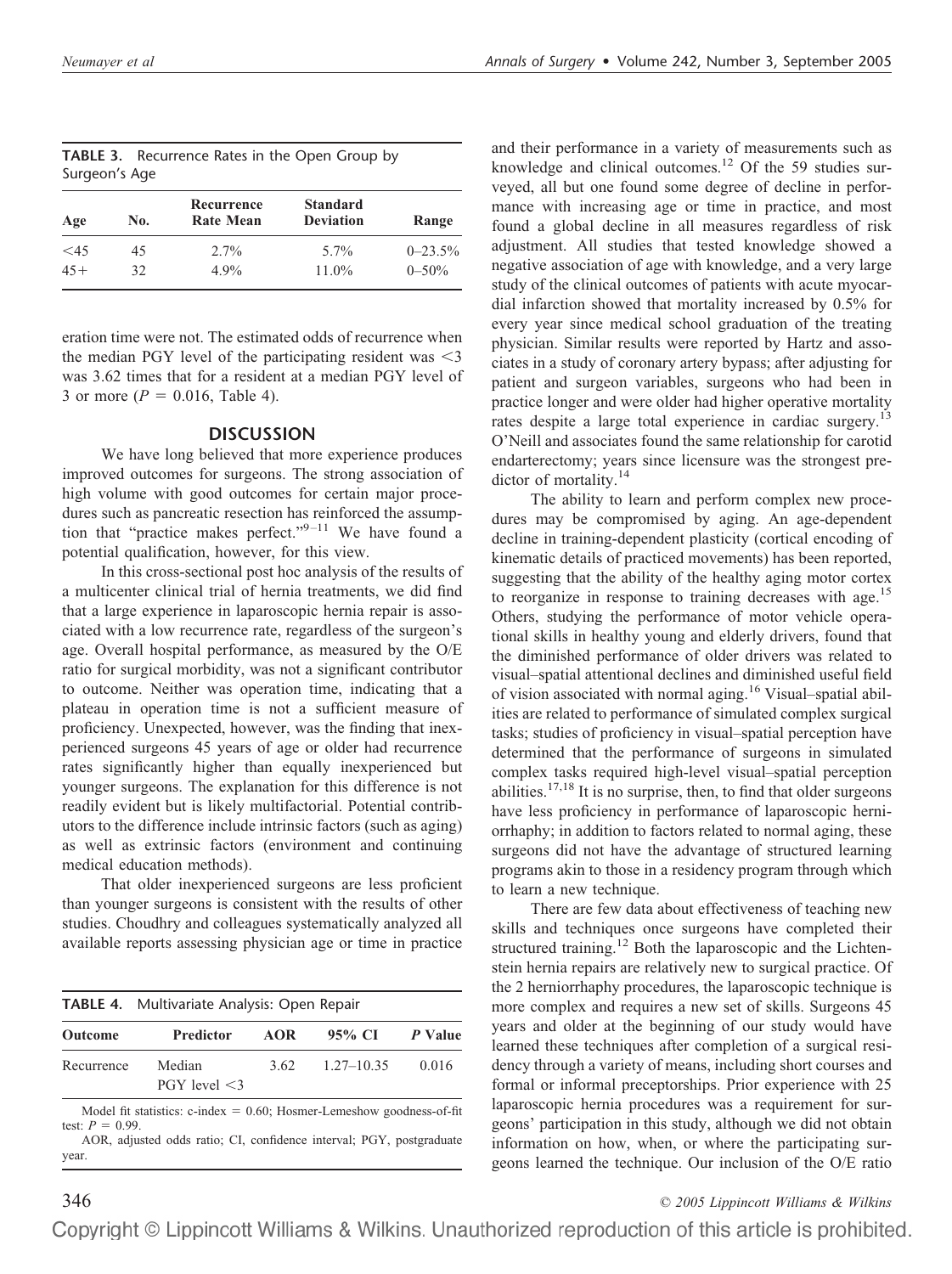**TABLE 3.** Recurrence Rates in the Open Group by Surgeon's Age

| Age | No. | Recurrence Rate Mean | Standard Deviation | Range |
|---|---|---|---|---|
| <45 | 45 | 2.7% | 5.7% | 0–23.5% |
| 45+ | 32 | 4.9% | 11.0% | 0–50% |

eration time were not. The estimated odds of recurrence when the median PGY level of the participating resident was <3 was 3.62 times that for a resident at a median PGY level of 3 or more ($P = 0.016$, Table 4).

## DISCUSSION

We have long believed that more experience produces improved outcomes for surgeons. The strong association of high volume with good outcomes for certain major procedures such as pancreatic resection has reinforced the assumption that "practice makes perfect."[9–11] We have found a potential qualification, however, for this view.

In this cross-sectional post hoc analysis of the results of a multicenter clinical trial of hernia treatments, we did find that a large experience in laparoscopic hernia repair is associated with a low recurrence rate, regardless of the surgeon's age. Overall hospital performance, as measured by the O/E ratio for surgical morbidity, was not a significant contributor to outcome. Neither was operation time, indicating that a plateau in operation time is not a sufficient measure of proficiency. Unexpected, however, was the finding that inexperienced surgeons 45 years of age or older had recurrence rates significantly higher than equally inexperienced but younger surgeons. The explanation for this difference is not readily evident but is likely multifactorial. Potential contributors to the difference include intrinsic factors (such as aging) as well as extrinsic factors (environment and continuing medical education methods).

That older inexperienced surgeons are less proficient than younger surgeons is consistent with the results of other studies. Choudhry and colleagues systematically analyzed all available reports assessing physician age or time in practice and their performance in a variety of measurements such as knowledge and clinical outcomes.[12] Of the 59 studies surveyed, all but one found some degree of decline in performance with increasing age or time in practice, and most found a global decline in all measures regardless of risk adjustment. All studies that tested knowledge showed a negative association of age with knowledge, and a very large study of the clinical outcomes of patients with acute myocardial infarction showed that mortality increased by 0.5% for every year since medical school graduation of the treating physician. Similar results were reported by Hartz and associates in a study of coronary artery bypass; after adjusting for patient and surgeon variables, surgeons who had been in practice longer and were older had higher operative mortality rates despite a large total experience in cardiac surgery.[13] O'Neill and associates found the same relationship for carotid endarterectomy; years since licensure was the strongest predictor of mortality.[14]

**TABLE 4.** Multivariate Analysis: Open Repair

| Outcome | Predictor | AOR | 95% CI | P Value |
|---|---|---|---|---|
| Recurrence | Median PGY level <3 | 3.62 | 1.27–10.35 | 0.016 |

Model fit statistics: c-index = 0.60; Hosmer-Lemeshow goodness-of-fit test: $P = 0.99$.

AOR, adjusted odds ratio; CI, confidence interval; PGY, postgraduate year.

The ability to learn and perform complex new procedures may be compromised by aging. An age-dependent decline in training-dependent plasticity (cortical encoding of kinematic details of practiced movements) has been reported, suggesting that the ability of the healthy aging motor cortex to reorganize in response to training decreases with age.[15] Others, studying the performance of motor vehicle operational skills in healthy young and elderly drivers, found that the diminished performance of older drivers was related to visual–spatial attentional declines and diminished useful field of vision associated with normal aging.[16] Visual–spatial abilities are related to performance of simulated complex surgical tasks; studies of proficiency in visual–spatial perception have determined that the performance of surgeons in simulated complex tasks required high-level visual–spatial perception abilities.[17,18] It is no surprise, then, to find that older surgeons have less proficiency in performance of laparoscopic herniorrhaphy; in addition to factors related to normal aging, these surgeons did not have the advantage of structured learning programs akin to those in a residency program through which to learn a new technique.

There are few data about effectiveness of teaching new skills and techniques once surgeons have completed their structured training.[12] Both the laparoscopic and the Lichtenstein hernia repairs are relatively new to surgical practice. Of the 2 herniorrhaphy procedures, the laparoscopic technique is more complex and requires a new set of skills. Surgeons 45 years and older at the beginning of our study would have learned these techniques after completion of a surgical residency through a variety of means, including short courses and formal or informal preceptorships. Prior experience with 25 laparoscopic hernia procedures was a requirement for surgeons' participation in this study, although we did not obtain information on how, when, or where the participating surgeons learned the technique. Our inclusion of the O/E ratio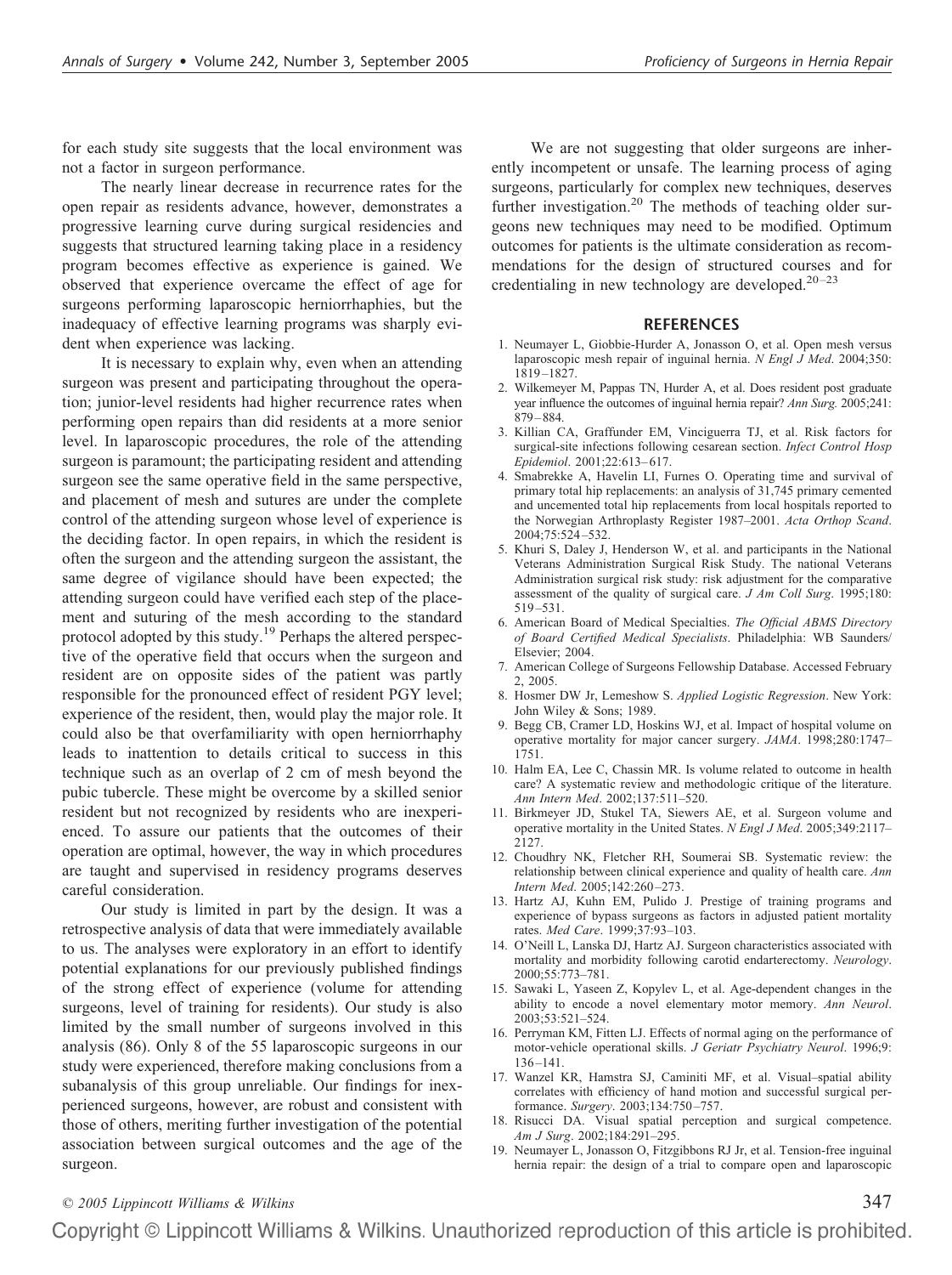for each study site suggests that the local environment was not a factor in surgeon performance.

The nearly linear decrease in recurrence rates for the open repair as residents advance, however, demonstrates a progressive learning curve during surgical residencies and suggests that structured learning taking place in a residency program becomes effective as experience is gained. We observed that experience overcame the effect of age for surgeons performing laparoscopic herniorrhaphies, but the inadequacy of effective learning programs was sharply evident when experience was lacking.

It is necessary to explain why, even when an attending surgeon was present and participating throughout the operation; junior-level residents had higher recurrence rates when performing open repairs than did residents at a more senior level. In laparoscopic procedures, the role of the attending surgeon is paramount; the participating resident and attending surgeon see the same operative field in the same perspective, and placement of mesh and sutures are under the complete control of the attending surgeon whose level of experience is the deciding factor. In open repairs, in which the resident is often the surgeon and the attending surgeon the assistant, the same degree of vigilance should have been expected; the attending surgeon could have verified each step of the placement and suturing of the mesh according to the standard protocol adopted by this study.[19] Perhaps the altered perspective of the operative field that occurs when the surgeon and resident are on opposite sides of the patient was partly responsible for the pronounced effect of resident PGY level; experience of the resident, then, would play the major role. It could also be that overfamiliarity with open herniorrhaphy leads to inattention to details critical to success in this technique such as an overlap of 2 cm of mesh beyond the pubic tubercle. These might be overcome by a skilled senior resident but not recognized by residents who are inexperienced. To assure our patients that the outcomes of their operation are optimal, however, the way in which procedures are taught and supervised in residency programs deserves careful consideration.

Our study is limited in part by the design. It was a retrospective analysis of data that were immediately available to us. The analyses were exploratory in an effort to identify potential explanations for our previously published findings of the strong effect of experience (volume for attending surgeons, level of training for residents). Our study is also limited by the small number of surgeons involved in this analysis (86). Only 8 of the 55 laparoscopic surgeons in our study were experienced, therefore making conclusions from a subanalysis of this group unreliable. Our findings for inexperienced surgeons, however, are robust and consistent with those of others, meriting further investigation of the potential association between surgical outcomes and the age of the surgeon.

We are not suggesting that older surgeons are inherently incompetent or unsafe. The learning process of aging surgeons, particularly for complex new techniques, deserves further investigation.[20] The methods of teaching older surgeons new techniques may need to be modified. Optimum outcomes for patients is the ultimate consideration as recommendations for the design of structured courses and for credentialing in new technology are developed.[20–23]

## REFERENCES

1. Neumayer L, Giobbie-Hurder A, Jonasson O, et al. Open mesh versus laparoscopic mesh repair of inguinal hernia. *N Engl J Med*. 2004;350:1819–1827.
2. Wilkemeyer M, Pappas TN, Hurder A, et al. Does resident post graduate year influence the outcomes of inguinal hernia repair? *Ann Surg.* 2005;241:879–884.
3. Killian CA, Graffunder EM, Vinciguerra TJ, et al. Risk factors for surgical-site infections following cesarean section. *Infect Control Hosp Epidemiol*. 2001;22:613–617.
4. Smabrekke A, Havelin LI, Furnes O. Operating time and survival of primary total hip replacements: an analysis of 31,745 primary cemented and uncemented total hip replacements from local hospitals reported to the Norwegian Arthroplasty Register 1987–2001. *Acta Orthop Scand*. 2004;75:524–532.
5. Khuri S, Daley J, Henderson W, et al. and participants in the National Veterans Administration Surgical Risk Study. The national Veterans Administration surgical risk study: risk adjustment for the comparative assessment of the quality of surgical care. *J Am Coll Surg*. 1995;180:519–531.
6. American Board of Medical Specialties. *The Official ABMS Directory of Board Certified Medical Specialists*. Philadelphia: WB Saunders/Elsevier; 2004.
7. American College of Surgeons Fellowship Database. Accessed February 2, 2005.
8. Hosmer DW Jr, Lemeshow S. *Applied Logistic Regression*. New York: John Wiley & Sons; 1989.
9. Begg CB, Cramer LD, Hoskins WJ, et al. Impact of hospital volume on operative mortality for major cancer surgery. *JAMA*. 1998;280:1747–1751.
10. Halm EA, Lee C, Chassin MR. Is volume related to outcome in health care? A systematic review and methodologic critique of the literature. *Ann Intern Med*. 2002;137:511–520.
11. Birkmeyer JD, Stukel TA, Siewers AE, et al. Surgeon volume and operative mortality in the United States. *N Engl J Med*. 2005;349:2117–2127.
12. Choudhry NK, Fletcher RH, Soumerai SB. Systematic review: the relationship between clinical experience and quality of health care. *Ann Intern Med*. 2005;142:260–273.
13. Hartz AJ, Kuhn EM, Pulido J. Prestige of training programs and experience of bypass surgeons as factors in adjusted patient mortality rates. *Med Care*. 1999;37:93–103.
14. O'Neill L, Lanska DJ, Hartz AJ. Surgeon characteristics associated with mortality and morbidity following carotid endarterectomy. *Neurology*. 2000;55:773–781.
15. Sawaki L, Yaseen Z, Kopylev L, et al. Age-dependent changes in the ability to encode a novel elementary motor memory. *Ann Neurol*. 2003;53:521–524.
16. Perryman KM, Fitten LJ. Effects of normal aging on the performance of motor-vehicle operational skills. *J Geriatr Psychiatry Neurol*. 1996;9:136–141.
17. Wanzel KR, Hamstra SJ, Caminiti MF, et al. Visual–spatial ability correlates with efficiency of hand motion and successful surgical performance. *Surgery*. 2003;134:750–757.
18. Risucci DA. Visual spatial perception and surgical competence. *Am J Surg*. 2002;184:291–295.
19. Neumayer L, Jonasson O, Fitzgibbons RJ Jr, et al. Tension-free inguinal hernia repair: the design of a trial to compare open and laparoscopic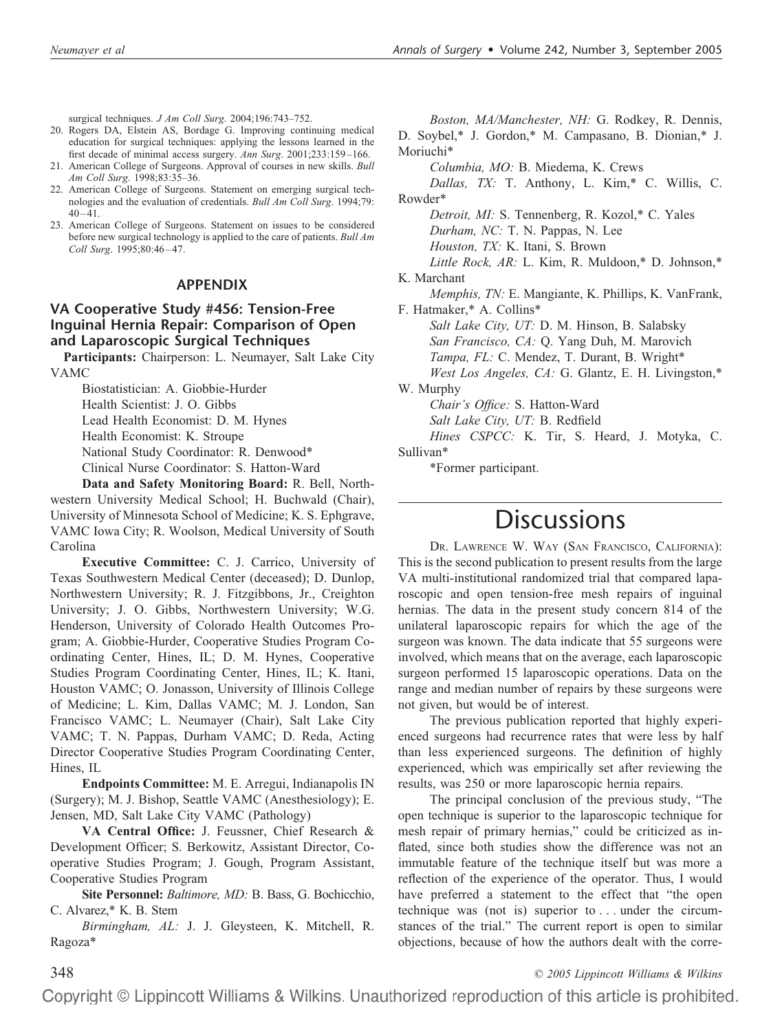surgical techniques. *J Am Coll Surg*. 2004;196:743–752.

20. Rogers DA, Elstein AS, Bordage G. Improving continuing medical education for surgical techniques: applying the lessons learned in the first decade of minimal access surgery. *Ann Surg*. 2001;233:159–166.
21. American College of Surgeons. Approval of courses in new skills. *Bull Am Coll Surg*. 1998;83:35–36.
22. American College of Surgeons. Statement on emerging surgical technologies and the evaluation of credentials. *Bull Am Coll Surg*. 1994;79:40–41.
23. American College of Surgeons. Statement on issues to be considered before new surgical technology is applied to the care of patients. *Bull Am Coll Surg*. 1995;80:46–47.

## APPENDIX

### VA Cooperative Study #456: Tension-Free Inguinal Hernia Repair: Comparison of Open and Laparoscopic Surgical Techniques

**Participants:** Chairperson: L. Neumayer, Salt Lake City VAMC

Biostatistician: A. Giobbie-Hurder

Health Scientist: J. O. Gibbs

Lead Health Economist: D. M. Hynes

Health Economist: K. Stroupe

National Study Coordinator: R. Denwood*

Clinical Nurse Coordinator: S. Hatton-Ward

**Data and Safety Monitoring Board:** R. Bell, Northwestern University Medical School; H. Buchwald (Chair), University of Minnesota School of Medicine; K. S. Ephgrave, VAMC Iowa City; R. Woolson, Medical University of South Carolina

**Executive Committee:** C. J. Carrico, University of Texas Southwestern Medical Center (deceased); D. Dunlop, Northwestern University; R. J. Fitzgibbons, Jr., Creighton University; J. O. Gibbs, Northwestern University; W.G. Henderson, University of Colorado Health Outcomes Program; A. Giobbie-Hurder, Cooperative Studies Program Coordinating Center, Hines, IL; D. M. Hynes, Cooperative Studies Program Coordinating Center, Hines, IL; K. Itani, Houston VAMC; O. Jonasson, University of Illinois College of Medicine; L. Kim, Dallas VAMC; M. J. London, San Francisco VAMC; L. Neumayer (Chair), Salt Lake City VAMC; T. N. Pappas, Durham VAMC; D. Reda, Acting Director Cooperative Studies Program Coordinating Center, Hines, IL

**Endpoints Committee:** M. E. Arregui, Indianapolis IN (Surgery); M. J. Bishop, Seattle VAMC (Anesthesiology); E. Jensen, MD, Salt Lake City VAMC (Pathology)

**VA Central Office:** J. Feussner, Chief Research & Development Officer; S. Berkowitz, Assistant Director, Cooperative Studies Program; J. Gough, Program Assistant, Cooperative Studies Program

**Site Personnel:** *Baltimore, MD:* B. Bass, G. Bochicchio, C. Alvarez,* K. B. Stem

*Birmingham, AL:* J. J. Gleysteen, K. Mitchell, R. Ragoza*

*Boston, MA/Manchester, NH:* G. Rodkey, R. Dennis, D. Soybel,* J. Gordon,* M. Campasano, B. Dionian,* J. Moriuchi*

*Columbia, MO:* B. Miedema, K. Crews

*Dallas, TX:* T. Anthony, L. Kim,* C. Willis, C. Rowder*

*Detroit, MI:* S. Tennenberg, R. Kozol,* C. Yales

*Durham, NC:* T. N. Pappas, N. Lee

*Houston, TX:* K. Itani, S. Brown

*Little Rock, AR:* L. Kim, R. Muldoon,* D. Johnson,* K. Marchant

*Memphis, TN:* E. Mangiante, K. Phillips, K. VanFrank, F. Hatmaker,* A. Collins*

*Salt Lake City, UT:* D. M. Hinson, B. Salabsky

*San Francisco, CA:* Q. Yang Duh, M. Marovich

*Tampa, FL:* C. Mendez, T. Durant, B. Wright*

*West Los Angeles, CA:* G. Glantz, E. H. Livingston,* W. Murphy

*Chair's Office:* S. Hatton-Ward

*Salt Lake City, UT:* B. Redfield

*Hines CSPCC:* K. Tir, S. Heard, J. Motyka, C. Sullivan*

*Former participant.

# Discussions

Dr. Lawrence W. Way (San Francisco, California): This is the second publication to present results from the large VA multi-institutional randomized trial that compared laparoscopic and open tension-free mesh repairs of inguinal hernias. The data in the present study concern 814 of the unilateral laparoscopic repairs for which the age of the surgeon was known. The data indicate that 55 surgeons were involved, which means that on the average, each laparoscopic surgeon performed 15 laparoscopic operations. Data on the range and median number of repairs by these surgeons were not given, but would be of interest.

The previous publication reported that highly experienced surgeons had recurrence rates that were less by half than less experienced surgeons. The definition of highly experienced, which was empirically set after reviewing the results, was 250 or more laparoscopic hernia repairs.

The principal conclusion of the previous study, "The open technique is superior to the laparoscopic technique for mesh repair of primary hernias," could be criticized as inflated, since both studies show the difference was not an immutable feature of the technique itself but was more a reflection of the experience of the operator. Thus, I would have preferred a statement to the effect that "the open technique was (not is) superior to . . . under the circumstances of the trial." The current report is open to similar objections, because of how the authors dealt with the corre-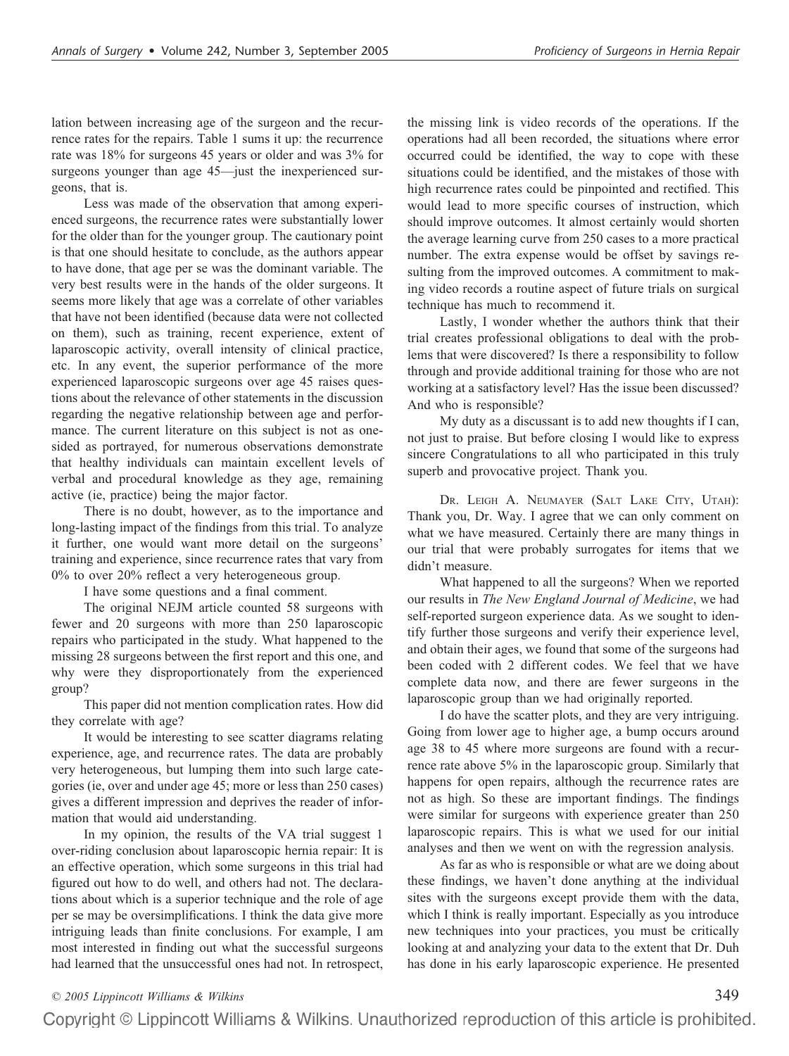lation between increasing age of the surgeon and the recurrence rates for the repairs. Table 1 sums it up: the recurrence rate was 18% for surgeons 45 years or older and was 3% for surgeons younger than age 45—just the inexperienced surgeons, that is.

Less was made of the observation that among experienced surgeons, the recurrence rates were substantially lower for the older than for the younger group. The cautionary point is that one should hesitate to conclude, as the authors appear to have done, that age per se was the dominant variable. The very best results were in the hands of the older surgeons. It seems more likely that age was a correlate of other variables that have not been identified (because data were not collected on them), such as training, recent experience, extent of laparoscopic activity, overall intensity of clinical practice, etc. In any event, the superior performance of the more experienced laparoscopic surgeons over age 45 raises questions about the relevance of other statements in the discussion regarding the negative relationship between age and performance. The current literature on this subject is not as one-sided as portrayed, for numerous observations demonstrate that healthy individuals can maintain excellent levels of verbal and procedural knowledge as they age, remaining active (ie, practice) being the major factor.

There is no doubt, however, as to the importance and long-lasting impact of the findings from this trial. To analyze it further, one would want more detail on the surgeons' training and experience, since recurrence rates that vary from 0% to over 20% reflect a very heterogeneous group.

I have some questions and a final comment.

The original NEJM article counted 58 surgeons with fewer and 20 surgeons with more than 250 laparoscopic repairs who participated in the study. What happened to the missing 28 surgeons between the first report and this one, and why were they disproportionately from the experienced group?

This paper did not mention complication rates. How did they correlate with age?

It would be interesting to see scatter diagrams relating experience, age, and recurrence rates. The data are probably very heterogeneous, but lumping them into such large categories (ie, over and under age 45; more or less than 250 cases) gives a different impression and deprives the reader of information that would aid understanding.

In my opinion, the results of the VA trial suggest 1 over-riding conclusion about laparoscopic hernia repair: It is an effective operation, which some surgeons in this trial had figured out how to do well, and others had not. The declarations about which is a superior technique and the role of age per se may be oversimplifications. I think the data give more intriguing leads than finite conclusions. For example, I am most interested in finding out what the successful surgeons had learned that the unsuccessful ones had not. In retrospect, the missing link is video records of the operations. If the operations had all been recorded, the situations where error occurred could be identified, the way to cope with these situations could be identified, and the mistakes of those with high recurrence rates could be pinpointed and rectified. This would lead to more specific courses of instruction, which should improve outcomes. It almost certainly would shorten the average learning curve from 250 cases to a more practical number. The extra expense would be offset by savings resulting from the improved outcomes. A commitment to making video records a routine aspect of future trials on surgical technique has much to recommend it.

Lastly, I wonder whether the authors think that their trial creates professional obligations to deal with the problems that were discovered? Is there a responsibility to follow through and provide additional training for those who are not working at a satisfactory level? Has the issue been discussed? And who is responsible?

My duty as a discussant is to add new thoughts if I can, not just to praise. But before closing I would like to express sincere Congratulations to all who participated in this truly superb and provocative project. Thank you.

Dr. Leigh A. Neumayer (Salt Lake City, Utah): Thank you, Dr. Way. I agree that we can only comment on what we have measured. Certainly there are many things in our trial that were probably surrogates for items that we didn't measure.

What happened to all the surgeons? When we reported our results in *The New England Journal of Medicine*, we had self-reported surgeon experience data. As we sought to identify further those surgeons and verify their experience level, and obtain their ages, we found that some of the surgeons had been coded with 2 different codes. We feel that we have complete data now, and there are fewer surgeons in the laparoscopic group than we had originally reported.

I do have the scatter plots, and they are very intriguing. Going from lower age to higher age, a bump occurs around age 38 to 45 where more surgeons are found with a recurrence rate above 5% in the laparoscopic group. Similarly that happens for open repairs, although the recurrence rates are not as high. So these are important findings. The findings were similar for surgeons with experience greater than 250 laparoscopic repairs. This is what we used for our initial analyses and then we went on with the regression analysis.

As far as who is responsible or what are we doing about these findings, we haven't done anything at the individual sites with the surgeons except provide them with the data, which I think is really important. Especially as you introduce new techniques into your practices, you must be critically looking at and analyzing your data to the extent that Dr. Duh has done in his early laparoscopic experience. He presented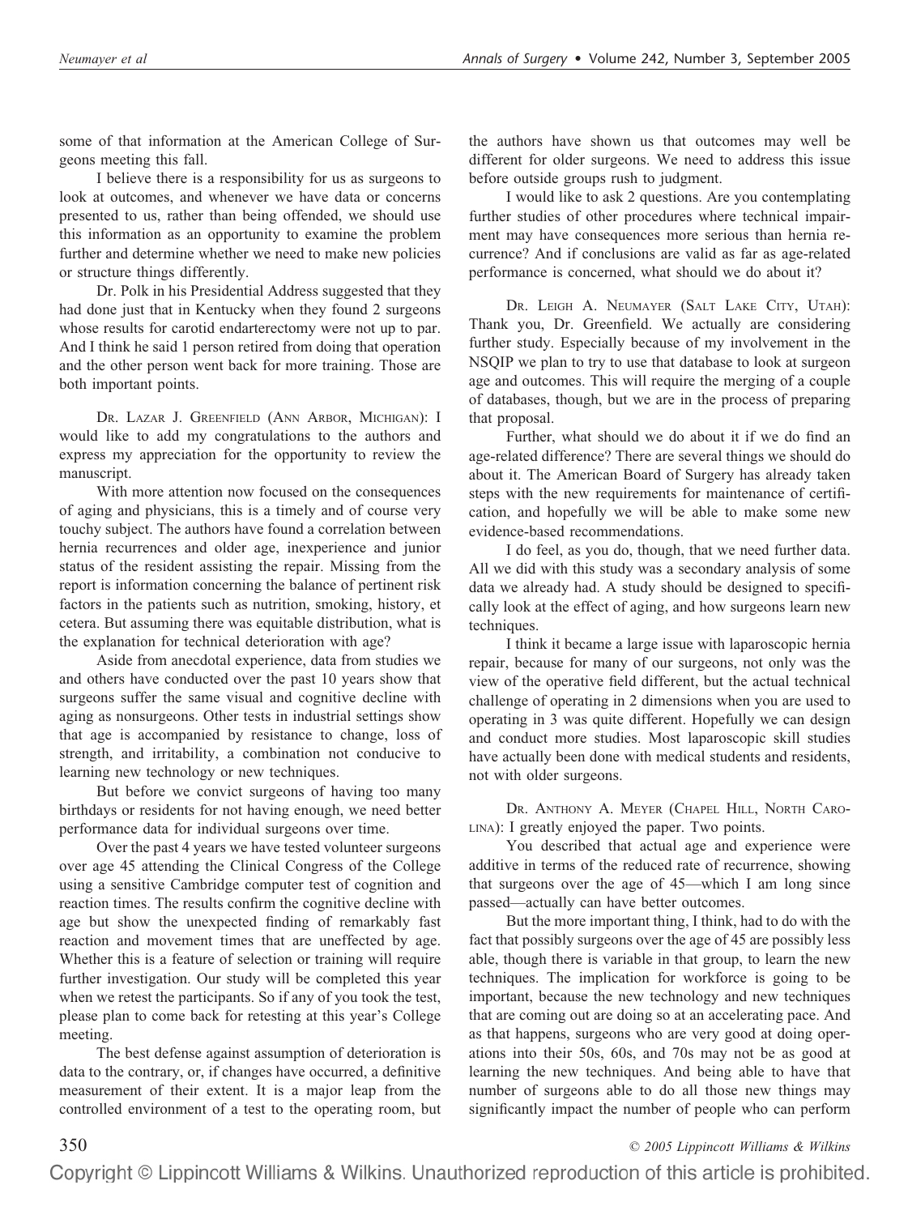some of that information at the American College of Surgeons meeting this fall.

I believe there is a responsibility for us as surgeons to look at outcomes, and whenever we have data or concerns presented to us, rather than being offended, we should use this information as an opportunity to examine the problem further and determine whether we need to make new policies or structure things differently.

Dr. Polk in his Presidential Address suggested that they had done just that in Kentucky when they found 2 surgeons whose results for carotid endarterectomy were not up to par. And I think he said 1 person retired from doing that operation and the other person went back for more training. Those are both important points.

Dr. Lazar J. Greenfield (Ann Arbor, Michigan): I would like to add my congratulations to the authors and express my appreciation for the opportunity to review the manuscript.

With more attention now focused on the consequences of aging and physicians, this is a timely and of course very touchy subject. The authors have found a correlation between hernia recurrences and older age, inexperience and junior status of the resident assisting the repair. Missing from the report is information concerning the balance of pertinent risk factors in the patients such as nutrition, smoking, history, et cetera. But assuming there was equitable distribution, what is the explanation for technical deterioration with age?

Aside from anecdotal experience, data from studies we and others have conducted over the past 10 years show that surgeons suffer the same visual and cognitive decline with aging as nonsurgeons. Other tests in industrial settings show that age is accompanied by resistance to change, loss of strength, and irritability, a combination not conducive to learning new technology or new techniques.

But before we convict surgeons of having too many birthdays or residents for not having enough, we need better performance data for individual surgeons over time.

Over the past 4 years we have tested volunteer surgeons over age 45 attending the Clinical Congress of the College using a sensitive Cambridge computer test of cognition and reaction times. The results confirm the cognitive decline with age but show the unexpected finding of remarkably fast reaction and movement times that are uneffected by age. Whether this is a feature of selection or training will require further investigation. Our study will be completed this year when we retest the participants. So if any of you took the test, please plan to come back for retesting at this year's College meeting.

The best defense against assumption of deterioration is data to the contrary, or, if changes have occurred, a definitive measurement of their extent. It is a major leap from the controlled environment of a test to the operating room, but the authors have shown us that outcomes may well be different for older surgeons. We need to address this issue before outside groups rush to judgment.

I would like to ask 2 questions. Are you contemplating further studies of other procedures where technical impairment may have consequences more serious than hernia recurrence? And if conclusions are valid as far as age-related performance is concerned, what should we do about it?

Dr. Leigh A. Neumayer (Salt Lake City, Utah): Thank you, Dr. Greenfield. We actually are considering further study. Especially because of my involvement in the NSQIP we plan to try to use that database to look at surgeon age and outcomes. This will require the merging of a couple of databases, though, but we are in the process of preparing that proposal.

Further, what should we do about it if we do find an age-related difference? There are several things we should do about it. The American Board of Surgery has already taken steps with the new requirements for maintenance of certification, and hopefully we will be able to make some new evidence-based recommendations.

I do feel, as you do, though, that we need further data. All we did with this study was a secondary analysis of some data we already had. A study should be designed to specifically look at the effect of aging, and how surgeons learn new techniques.

I think it became a large issue with laparoscopic hernia repair, because for many of our surgeons, not only was the view of the operative field different, but the actual technical challenge of operating in 2 dimensions when you are used to operating in 3 was quite different. Hopefully we can design and conduct more studies. Most laparoscopic skill studies have actually been done with medical students and residents, not with older surgeons.

Dr. Anthony A. Meyer (Chapel Hill, North Carolina): I greatly enjoyed the paper. Two points.

You described that actual age and experience were additive in terms of the reduced rate of recurrence, showing that surgeons over the age of 45—which I am long since passed—actually can have better outcomes.

But the more important thing, I think, had to do with the fact that possibly surgeons over the age of 45 are possibly less able, though there is variable in that group, to learn the new techniques. The implication for workforce is going to be important, because the new technology and new techniques that are coming out are doing so at an accelerating pace. And as that happens, surgeons who are very good at doing operations into their 50s, 60s, and 70s may not be as good at learning the new techniques. And being able to have that number of surgeons able to do all those new things may significantly impact the number of people who can perform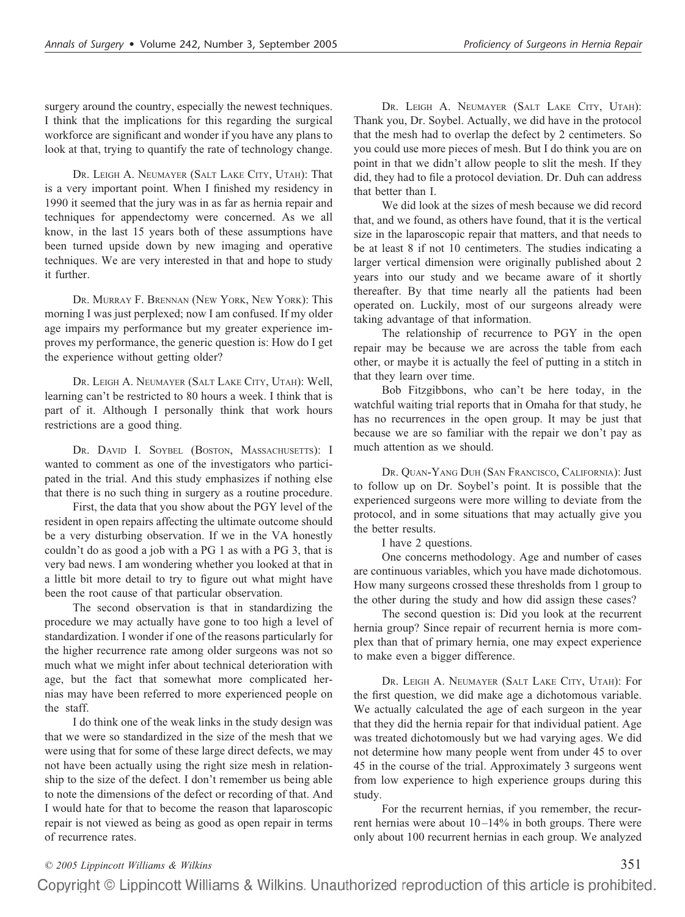surgery around the country, especially the newest techniques. I think that the implications for this regarding the surgical workforce are significant and wonder if you have any plans to look at that, trying to quantify the rate of technology change.

DR. LEIGH A. NEUMAYER (SALT LAKE CITY, UTAH): That is a very important point. When I finished my residency in 1990 it seemed that the jury was in as far as hernia repair and techniques for appendectomy were concerned. As we all know, in the last 15 years both of these assumptions have been turned upside down by new imaging and operative techniques. We are very interested in that and hope to study it further.

DR. MURRAY F. BRENNAN (NEW YORK, NEW YORK): This morning I was just perplexed; now I am confused. If my older age impairs my performance but my greater experience improves my performance, the generic question is: How do I get the experience without getting older?

DR. LEIGH A. NEUMAYER (SALT LAKE CITY, UTAH): Well, learning can't be restricted to 80 hours a week. I think that is part of it. Although I personally think that work hours restrictions are a good thing.

DR. DAVID I. SOYBEL (BOSTON, MASSACHUSETTS): I wanted to comment as one of the investigators who participated in the trial. And this study emphasizes if nothing else that there is no such thing in surgery as a routine procedure.

First, the data that you show about the PGY level of the resident in open repairs affecting the ultimate outcome should be a very disturbing observation. If we in the VA honestly couldn't do as good a job with a PG 1 as with a PG 3, that is very bad news. I am wondering whether you looked at that in a little bit more detail to try to figure out what might have been the root cause of that particular observation.

The second observation is that in standardizing the procedure we may actually have gone to too high a level of standardization. I wonder if one of the reasons particularly for the higher recurrence rate among older surgeons was not so much what we might infer about technical deterioration with age, but the fact that somewhat more complicated hernias may have been referred to more experienced people on the staff.

I do think one of the weak links in the study design was that we were so standardized in the size of the mesh that we were using that for some of these large direct defects, we may not have been actually using the right size mesh in relationship to the size of the defect. I don't remember us being able to note the dimensions of the defect or recording of that. And I would hate for that to become the reason that laparoscopic repair is not viewed as being as good as open repair in terms of recurrence rates.

DR. LEIGH A. NEUMAYER (SALT LAKE CITY, UTAH): Thank you, Dr. Soybel. Actually, we did have in the protocol that the mesh had to overlap the defect by 2 centimeters. So you could use more pieces of mesh. But I do think you are on point in that we didn't allow people to slit the mesh. If they did, they had to file a protocol deviation. Dr. Duh can address that better than I.

We did look at the sizes of mesh because we did record that, and we found, as others have found, that it is the vertical size in the laparoscopic repair that matters, and that needs to be at least 8 if not 10 centimeters. The studies indicating a larger vertical dimension were originally published about 2 years into our study and we became aware of it shortly thereafter. By that time nearly all the patients had been operated on. Luckily, most of our surgeons already were taking advantage of that information.

The relationship of recurrence to PGY in the open repair may be because we are across the table from each other, or maybe it is actually the feel of putting in a stitch in that they learn over time.

Bob Fitzgibbons, who can't be here today, in the watchful waiting trial reports that in Omaha for that study, he has no recurrences in the open group. It may be just that because we are so familiar with the repair we don't pay as much attention as we should.

DR. QUAN-YANG DUH (SAN FRANCISCO, CALIFORNIA): Just to follow up on Dr. Soybel's point. It is possible that the experienced surgeons were more willing to deviate from the protocol, and in some situations that may actually give you the better results.

I have 2 questions.

One concerns methodology. Age and number of cases are continuous variables, which you have made dichotomous. How many surgeons crossed these thresholds from 1 group to the other during the study and how did assign these cases?

The second question is: Did you look at the recurrent hernia group? Since repair of recurrent hernia is more complex than that of primary hernia, one may expect experience to make even a bigger difference.

DR. LEIGH A. NEUMAYER (SALT LAKE CITY, UTAH): For the first question, we did make age a dichotomous variable. We actually calculated the age of each surgeon in the year that they did the hernia repair for that individual patient. Age was treated dichotomously but we had varying ages. We did not determine how many people went from under 45 to over 45 in the course of the trial. Approximately 3 surgeons went from low experience to high experience groups during this study.

For the recurrent hernias, if you remember, the recurrent hernias were about 10–14% in both groups. There were only about 100 recurrent hernias in each group. We analyzed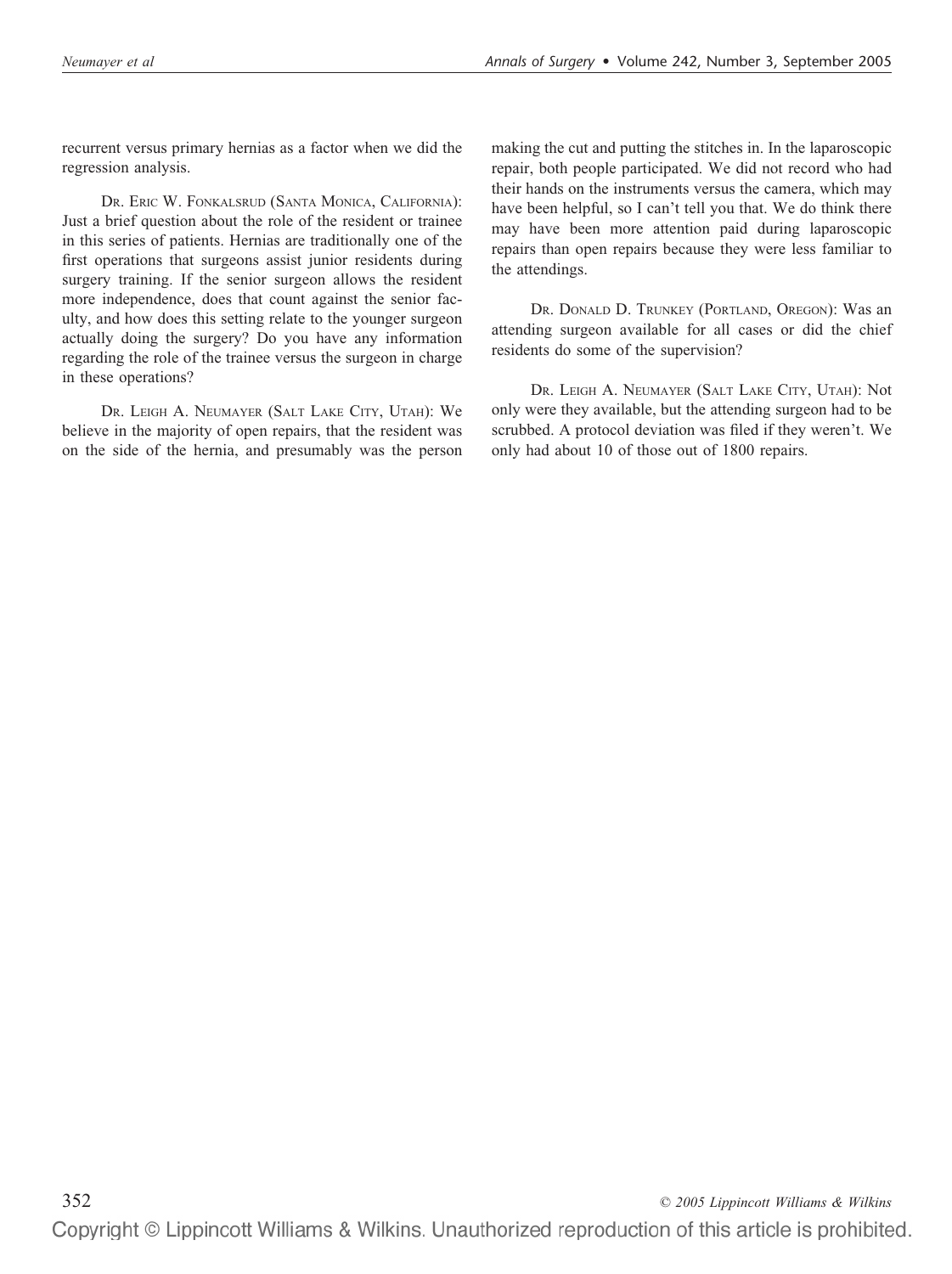recurrent versus primary hernias as a factor when we did the regression analysis.

DR. ERIC W. FONKALSRUD (SANTA MONICA, CALIFORNIA): Just a brief question about the role of the resident or trainee in this series of patients. Hernias are traditionally one of the first operations that surgeons assist junior residents during surgery training. If the senior surgeon allows the resident more independence, does that count against the senior faculty, and how does this setting relate to the younger surgeon actually doing the surgery? Do you have any information regarding the role of the trainee versus the surgeon in charge in these operations?

DR. LEIGH A. NEUMAYER (SALT LAKE CITY, UTAH): We believe in the majority of open repairs, that the resident was on the side of the hernia, and presumably was the person making the cut and putting the stitches in. In the laparoscopic repair, both people participated. We did not record who had their hands on the instruments versus the camera, which may have been helpful, so I can't tell you that. We do think there may have been more attention paid during laparoscopic repairs than open repairs because they were less familiar to the attendings.

DR. DONALD D. TRUNKEY (PORTLAND, OREGON): Was an attending surgeon available for all cases or did the chief residents do some of the supervision?

DR. LEIGH A. NEUMAYER (SALT LAKE CITY, UTAH): Not only were they available, but the attending surgeon had to be scrubbed. A protocol deviation was filed if they weren't. We only had about 10 of those out of 1800 repairs.